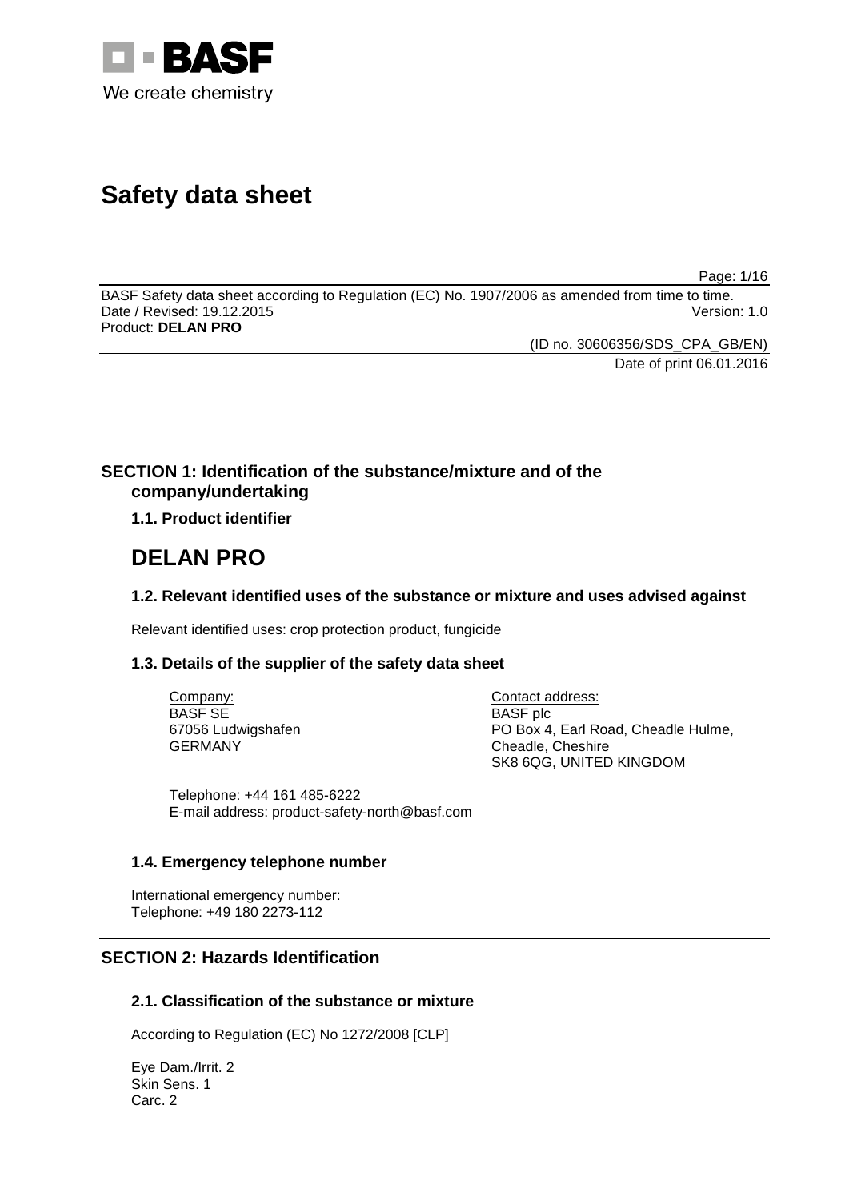# Safety data sheet

BASF Safety data sheet according to Regulation (EC) No. 1907/2006 as amended from time to time.
Date / Revised: 19.12.2015
Version: 1.0
Product: **DELAN PRO**

(ID no. 30606356/SDS_CPA_GB/EN)
Date of print 06.01.2016

## SECTION 1: Identification of the substance/mixture and of the company/undertaking

### 1.1. Product identifier

# DELAN PRO

### 1.2. Relevant identified uses of the substance or mixture and uses advised against

Relevant identified uses: crop protection product, fungicide

### 1.3. Details of the supplier of the safety data sheet

Company:
BASF SE
67056 Ludwigshafen
GERMANY

Contact address:
BASF plc
PO Box 4, Earl Road, Cheadle Hulme,
Cheadle, Cheshire
SK8 6QG, UNITED KINGDOM

Telephone: +44 161 485-6222
E-mail address: product-safety-north@basf.com

### 1.4. Emergency telephone number

International emergency number:
Telephone: +49 180 2273-112

## SECTION 2: Hazards Identification

### 2.1. Classification of the substance or mixture

According to Regulation (EC) No 1272/2008 [CLP]

Eye Dam./Irrit. 2
Skin Sens. 1
Carc. 2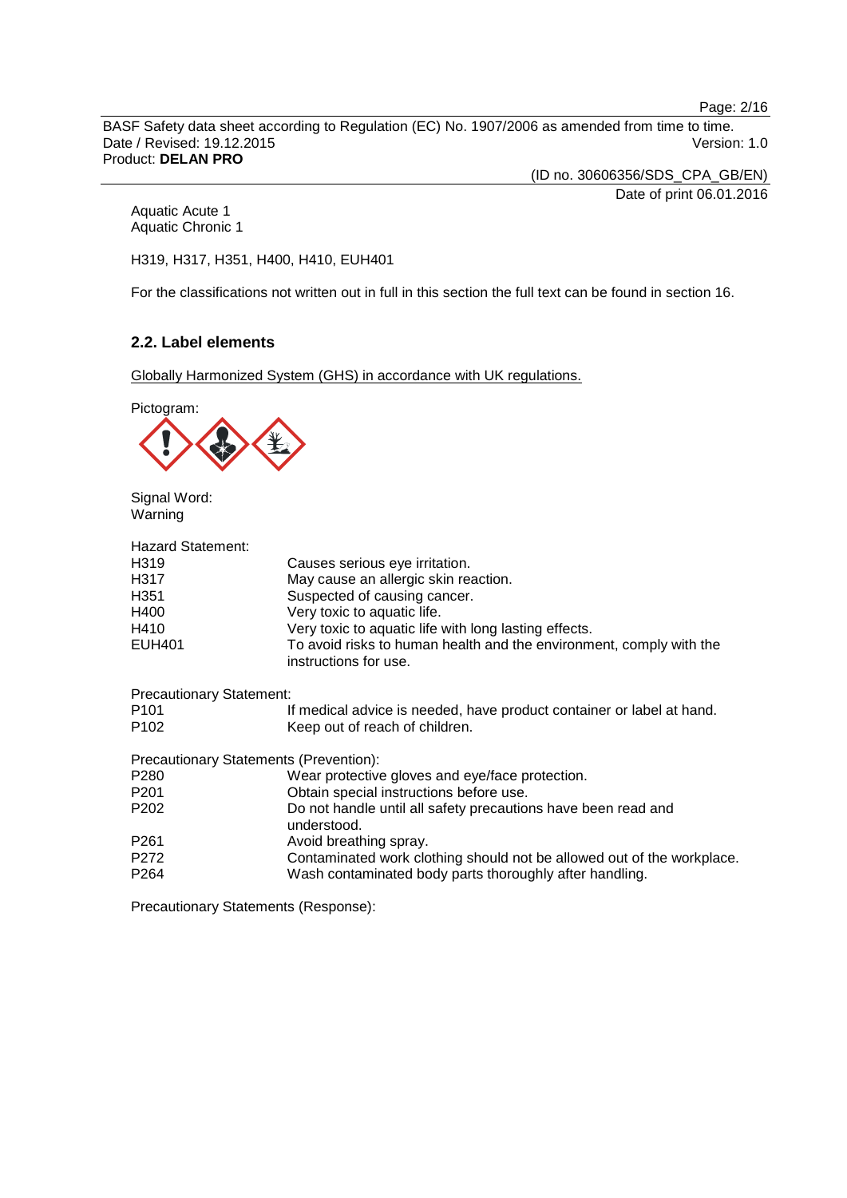Aquatic Acute 1
Aquatic Chronic 1

H319, H317, H351, H400, H410, EUH401

For the classifications not written out in full in this section the full text can be found in section 16.

## 2.2. Label elements

Globally Harmonized System (GHS) in accordance with UK regulations.

Pictogram:

Signal Word:
Warning

Hazard Statement:

| | |
|---|---|
| H319 | Causes serious eye irritation. |
| H317 | May cause an allergic skin reaction. |
| H351 | Suspected of causing cancer. |
| H400 | Very toxic to aquatic life. |
| H410 | Very toxic to aquatic life with long lasting effects. |
| EUH401 | To avoid risks to human health and the environment, comply with the instructions for use. |

Precautionary Statement:

| | |
|---|---|
| P101 | If medical advice is needed, have product container or label at hand. |
| P102 | Keep out of reach of children. |

Precautionary Statements (Prevention):

| | |
|---|---|
| P280 | Wear protective gloves and eye/face protection. |
| P201 | Obtain special instructions before use. |
| P202 | Do not handle until all safety precautions have been read and understood. |
| P261 | Avoid breathing spray. |
| P272 | Contaminated work clothing should not be allowed out of the workplace. |
| P264 | Wash contaminated body parts thoroughly after handling. |

Precautionary Statements (Response):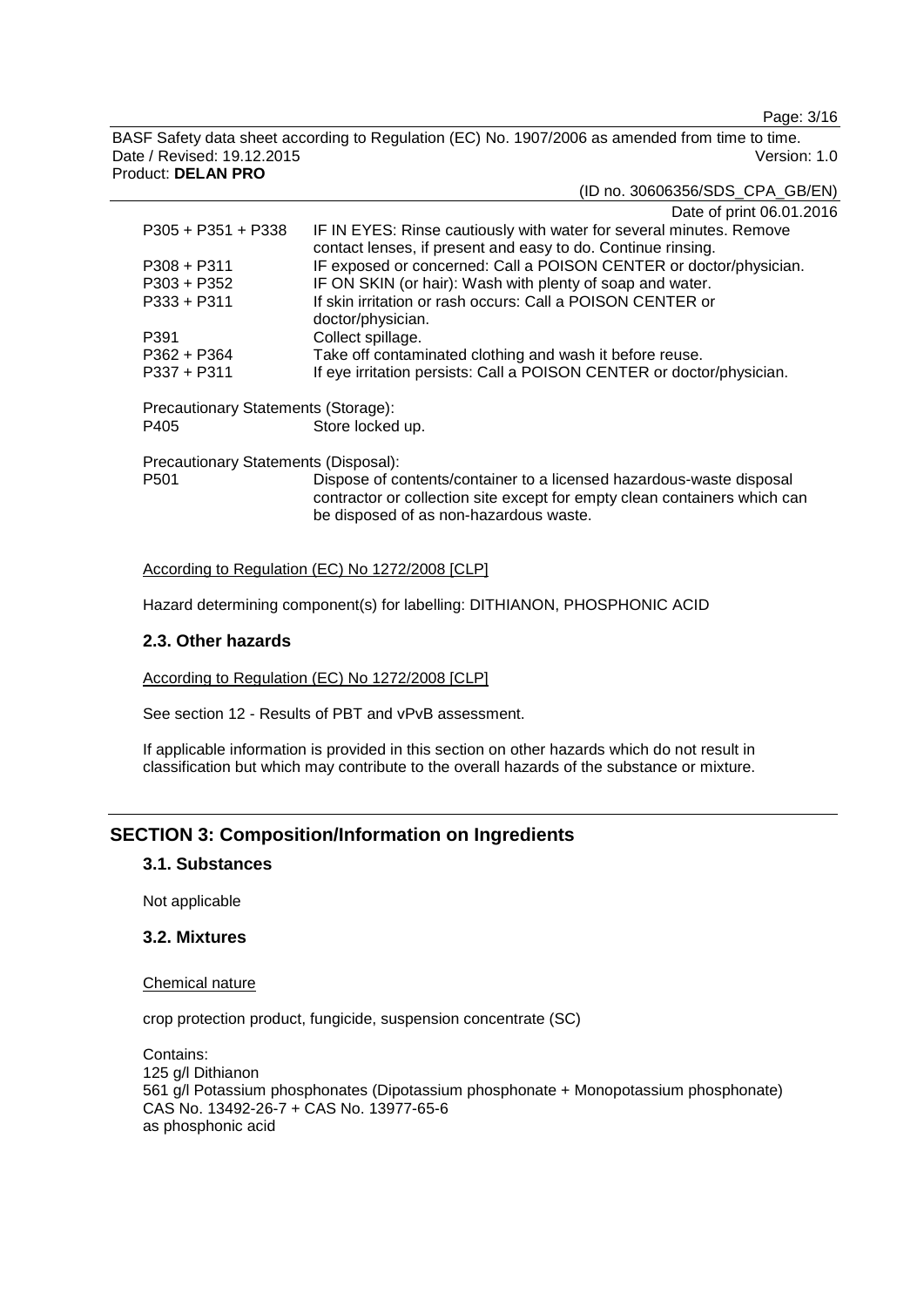| | |
|---|---|
| P305 + P351 + P338 | IF IN EYES: Rinse cautiously with water for several minutes. Remove contact lenses, if present and easy to do. Continue rinsing. |
| P308 + P311 | IF exposed or concerned: Call a POISON CENTER or doctor/physician. |
| P303 + P352 | IF ON SKIN (or hair): Wash with plenty of soap and water. |
| P333 + P311 | If skin irritation or rash occurs: Call a POISON CENTER or doctor/physician. |
| P391 | Collect spillage. |
| P362 + P364 | Take off contaminated clothing and wash it before reuse. |
| P337 + P311 | If eye irritation persists: Call a POISON CENTER or doctor/physician. |

Precautionary Statements (Storage):

| | |
|---|---|
| P405 | Store locked up. |

Precautionary Statements (Disposal):

| | |
|---|---|
| P501 | Dispose of contents/container to a licensed hazardous-waste disposal contractor or collection site except for empty clean containers which can be disposed of as non-hazardous waste. |

According to Regulation (EC) No 1272/2008 [CLP]

Hazard determining component(s) for labelling: DITHIANON, PHOSPHONIC ACID

### 2.3. Other hazards

According to Regulation (EC) No 1272/2008 [CLP]

See section 12 - Results of PBT and vPvB assessment.

If applicable information is provided in this section on other hazards which do not result in classification but which may contribute to the overall hazards of the substance or mixture.

## SECTION 3: Composition/Information on Ingredients

### 3.1. Substances

Not applicable

### 3.2. Mixtures

Chemical nature

crop protection product, fungicide, suspension concentrate (SC)

Contains:
125 g/l Dithianon
561 g/l Potassium phosphonates (Dipotassium phosphonate + Monopotassium phosphonate)
CAS No. 13492-26-7 + CAS No. 13977-65-6
as phosphonic acid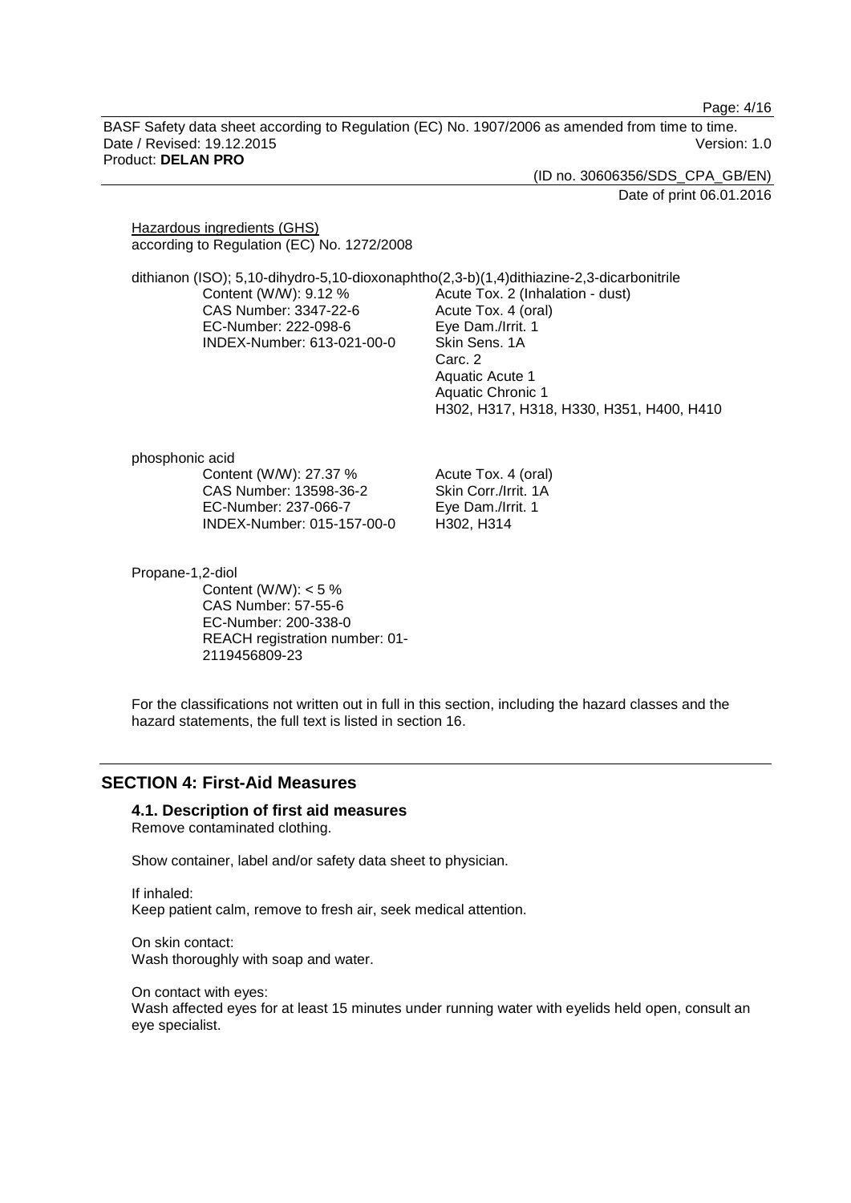Hazardous ingredients (GHS)
according to Regulation (EC) No. 1272/2008

dithianon (ISO); 5,10-dihydro-5,10-dioxonaphtho(2,3-b)(1,4)dithiazine-2,3-dicarbonitrile

| | |
|---|---|
| Content (W/W): 9.12 % | Acute Tox. 2 (Inhalation - dust) |
| CAS Number: 3347-22-6 | Acute Tox. 4 (oral) |
| EC-Number: 222-098-6 | Eye Dam./Irrit. 1 |
| INDEX-Number: 613-021-00-0 | Skin Sens. 1A |
| | Carc. 2 |
| | Aquatic Acute 1 |
| | Aquatic Chronic 1 |
| | H302, H317, H318, H330, H351, H400, H410 |

phosphonic acid

| | |
|---|---|
| Content (W/W): 27.37 % | Acute Tox. 4 (oral) |
| CAS Number: 13598-36-2 | Skin Corr./Irrit. 1A |
| EC-Number: 237-066-7 | Eye Dam./Irrit. 1 |
| INDEX-Number: 015-157-00-0 | H302, H314 |

Propane-1,2-diol

Content (W/W): < 5 %
CAS Number: 57-55-6
EC-Number: 200-338-0
REACH registration number: 01-2119456809-23

For the classifications not written out in full in this section, including the hazard classes and the hazard statements, the full text is listed in section 16.

## SECTION 4: First-Aid Measures

### 4.1. Description of first aid measures

Remove contaminated clothing.

Show container, label and/or safety data sheet to physician.

If inhaled:
Keep patient calm, remove to fresh air, seek medical attention.

On skin contact:
Wash thoroughly with soap and water.

On contact with eyes:
Wash affected eyes for at least 15 minutes under running water with eyelids held open, consult an eye specialist.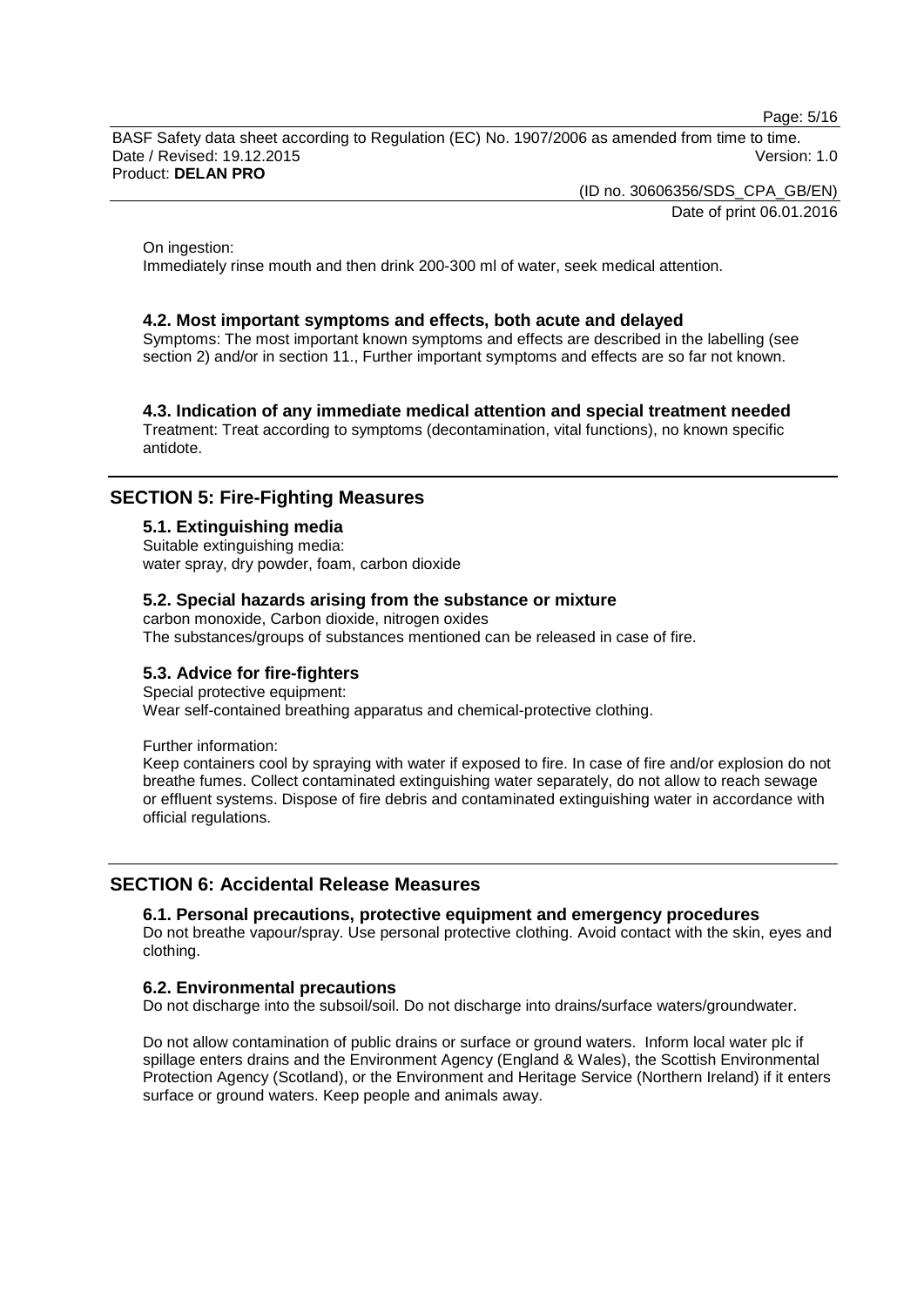On ingestion:
Immediately rinse mouth and then drink 200-300 ml of water, seek medical attention.

### 4.2. Most important symptoms and effects, both acute and delayed

Symptoms: The most important known symptoms and effects are described in the labelling (see section 2) and/or in section 11., Further important symptoms and effects are so far not known.

### 4.3. Indication of any immediate medical attention and special treatment needed

Treatment: Treat according to symptoms (decontamination, vital functions), no known specific antidote.

## SECTION 5: Fire-Fighting Measures

### 5.1. Extinguishing media

Suitable extinguishing media:
water spray, dry powder, foam, carbon dioxide

### 5.2. Special hazards arising from the substance or mixture

carbon monoxide, Carbon dioxide, nitrogen oxides
The substances/groups of substances mentioned can be released in case of fire.

### 5.3. Advice for fire-fighters

Special protective equipment:
Wear self-contained breathing apparatus and chemical-protective clothing.

Further information:
Keep containers cool by spraying with water if exposed to fire. In case of fire and/or explosion do not breathe fumes. Collect contaminated extinguishing water separately, do not allow to reach sewage or effluent systems. Dispose of fire debris and contaminated extinguishing water in accordance with official regulations.

## SECTION 6: Accidental Release Measures

### 6.1. Personal precautions, protective equipment and emergency procedures

Do not breathe vapour/spray. Use personal protective clothing. Avoid contact with the skin, eyes and clothing.

### 6.2. Environmental precautions

Do not discharge into the subsoil/soil. Do not discharge into drains/surface waters/groundwater.

Do not allow contamination of public drains or surface or ground waters. Inform local water plc if spillage enters drains and the Environment Agency (England & Wales), the Scottish Environmental Protection Agency (Scotland), or the Environment and Heritage Service (Northern Ireland) if it enters surface or ground waters. Keep people and animals away.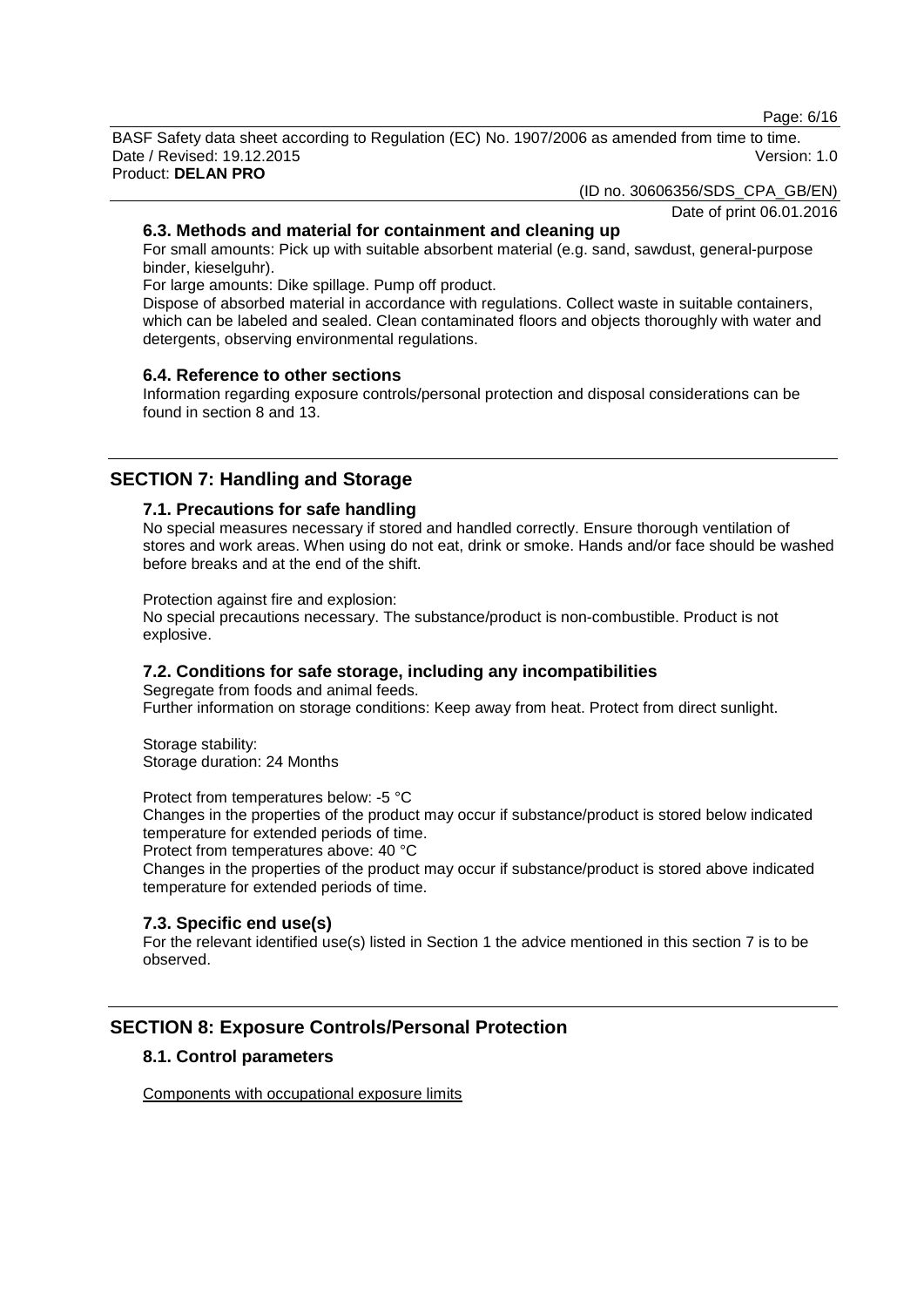### 6.3. Methods and material for containment and cleaning up

For small amounts: Pick up with suitable absorbent material (e.g. sand, sawdust, general-purpose binder, kieselguhr).

For large amounts: Dike spillage. Pump off product.

Dispose of absorbed material in accordance with regulations. Collect waste in suitable containers, which can be labeled and sealed. Clean contaminated floors and objects thoroughly with water and detergents, observing environmental regulations.

### 6.4. Reference to other sections

Information regarding exposure controls/personal protection and disposal considerations can be found in section 8 and 13.

## SECTION 7: Handling and Storage

### 7.1. Precautions for safe handling

No special measures necessary if stored and handled correctly. Ensure thorough ventilation of stores and work areas. When using do not eat, drink or smoke. Hands and/or face should be washed before breaks and at the end of the shift.

Protection against fire and explosion:
No special precautions necessary. The substance/product is non-combustible. Product is not explosive.

### 7.2. Conditions for safe storage, including any incompatibilities

Segregate from foods and animal feeds.
Further information on storage conditions: Keep away from heat. Protect from direct sunlight.

Storage stability:
Storage duration: 24 Months

Protect from temperatures below: -5 °C
Changes in the properties of the product may occur if substance/product is stored below indicated temperature for extended periods of time.
Protect from temperatures above: 40 °C
Changes in the properties of the product may occur if substance/product is stored above indicated temperature for extended periods of time.

### 7.3. Specific end use(s)

For the relevant identified use(s) listed in Section 1 the advice mentioned in this section 7 is to be observed.

## SECTION 8: Exposure Controls/Personal Protection

### 8.1. Control parameters

Components with occupational exposure limits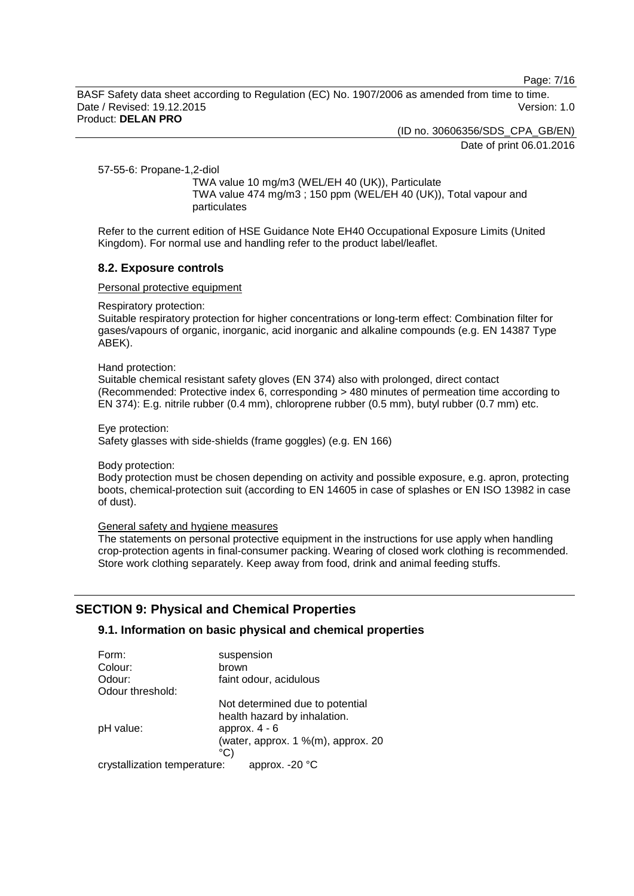57-55-6: Propane-1,2-diol

TWA value 10 mg/m3 (WEL/EH 40 (UK)), Particulate
TWA value 474 mg/m3 ; 150 ppm (WEL/EH 40 (UK)), Total vapour and particulates

Refer to the current edition of HSE Guidance Note EH40 Occupational Exposure Limits (United Kingdom). For normal use and handling refer to the product label/leaflet.

### 8.2. Exposure controls

Personal protective equipment

Respiratory protection:
Suitable respiratory protection for higher concentrations or long-term effect: Combination filter for gases/vapours of organic, inorganic, acid inorganic and alkaline compounds (e.g. EN 14387 Type ABEK).

Hand protection:
Suitable chemical resistant safety gloves (EN 374) also with prolonged, direct contact (Recommended: Protective index 6, corresponding > 480 minutes of permeation time according to EN 374): E.g. nitrile rubber (0.4 mm), chloroprene rubber (0.5 mm), butyl rubber (0.7 mm) etc.

Eye protection:
Safety glasses with side-shields (frame goggles) (e.g. EN 166)

Body protection:
Body protection must be chosen depending on activity and possible exposure, e.g. apron, protecting boots, chemical-protection suit (according to EN 14605 in case of splashes or EN ISO 13982 in case of dust).

General safety and hygiene measures
The statements on personal protective equipment in the instructions for use apply when handling crop-protection agents in final-consumer packing. Wearing of closed work clothing is recommended. Store work clothing separately. Keep away from food, drink and animal feeding stuffs.

## SECTION 9: Physical and Chemical Properties

### 9.1. Information on basic physical and chemical properties

| | |
|---|---|
| Form: | suspension |
| Colour: | brown |
| Odour: | faint odour, acidulous |
| Odour threshold: | Not determined due to potential health hazard by inhalation. |
| pH value: | approx. 4 - 6 (water, approx. 1 %(m), approx. 20 °C) |
| crystallization temperature: | approx. -20 °C |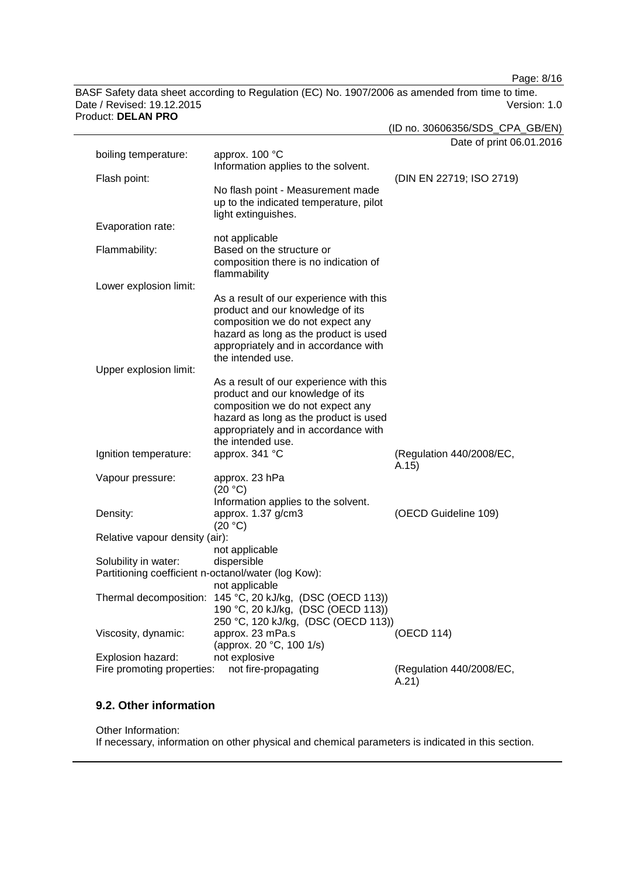| | | |
|---|---|---|
| boiling temperature: | approx. 100 °C<br>Information applies to the solvent. | |
| Flash point: | No flash point - Measurement made up to the indicated temperature, pilot light extinguishes. | (DIN EN 22719; ISO 2719) |
| Evaporation rate: | not applicable | |
| Flammability: | Based on the structure or composition there is no indication of flammability | |
| Lower explosion limit: | As a result of our experience with this product and our knowledge of its composition we do not expect any hazard as long as the product is used appropriately and in accordance with the intended use. | |
| Upper explosion limit: | As a result of our experience with this product and our knowledge of its composition we do not expect any hazard as long as the product is used appropriately and in accordance with the intended use. | |
| Ignition temperature: | approx. 341 °C | (Regulation 440/2008/EC, A.15) |
| Vapour pressure: | approx. 23 hPa<br>(20 °C)<br>Information applies to the solvent. | |
| Density: | approx. 1.37 g/cm3<br>(20 °C) | (OECD Guideline 109) |
| Relative vapour density (air): | not applicable | |
| Solubility in water: | dispersible | |
| Partitioning coefficient n-octanol/water (log Kow): | not applicable | |
| Thermal decomposition: | 145 °C, 20 kJ/kg, (DSC (OECD 113))<br>190 °C, 20 kJ/kg, (DSC (OECD 113))<br>250 °C, 120 kJ/kg, (DSC (OECD 113)) | |
| Viscosity, dynamic: | approx. 23 mPa.s<br>(approx. 20 °C, 100 1/s) | (OECD 114) |
| Explosion hazard: | not explosive | |
| Fire promoting properties: | not fire-propagating | (Regulation 440/2008/EC, A.21) |

## 9.2. Other information

Other Information:
If necessary, information on other physical and chemical parameters is indicated in this section.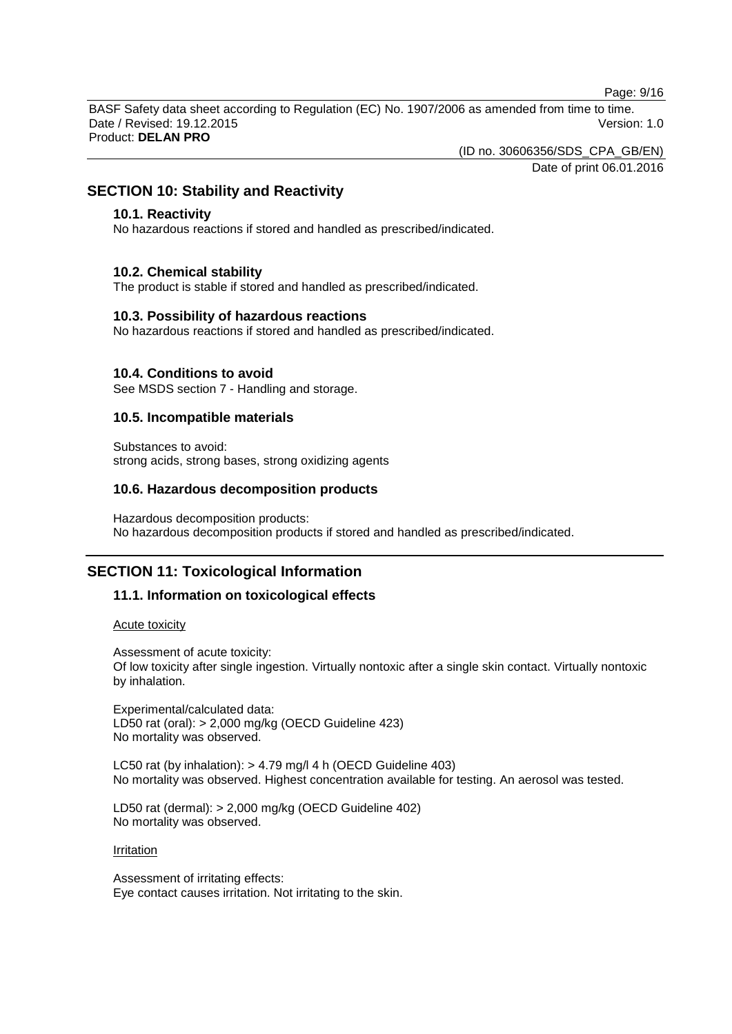## SECTION 10: Stability and Reactivity

### 10.1. Reactivity

No hazardous reactions if stored and handled as prescribed/indicated.

### 10.2. Chemical stability

The product is stable if stored and handled as prescribed/indicated.

### 10.3. Possibility of hazardous reactions

No hazardous reactions if stored and handled as prescribed/indicated.

### 10.4. Conditions to avoid

See MSDS section 7 - Handling and storage.

### 10.5. Incompatible materials

Substances to avoid:
strong acids, strong bases, strong oxidizing agents

### 10.6. Hazardous decomposition products

Hazardous decomposition products:
No hazardous decomposition products if stored and handled as prescribed/indicated.

## SECTION 11: Toxicological Information

### 11.1. Information on toxicological effects

Acute toxicity

Assessment of acute toxicity:
Of low toxicity after single ingestion. Virtually nontoxic after a single skin contact. Virtually nontoxic by inhalation.

Experimental/calculated data:
LD50 rat (oral): > 2,000 mg/kg (OECD Guideline 423)
No mortality was observed.

LC50 rat (by inhalation): > 4.79 mg/l 4 h (OECD Guideline 403)
No mortality was observed. Highest concentration available for testing. An aerosol was tested.

LD50 rat (dermal): > 2,000 mg/kg (OECD Guideline 402)
No mortality was observed.

Irritation

Assessment of irritating effects:
Eye contact causes irritation. Not irritating to the skin.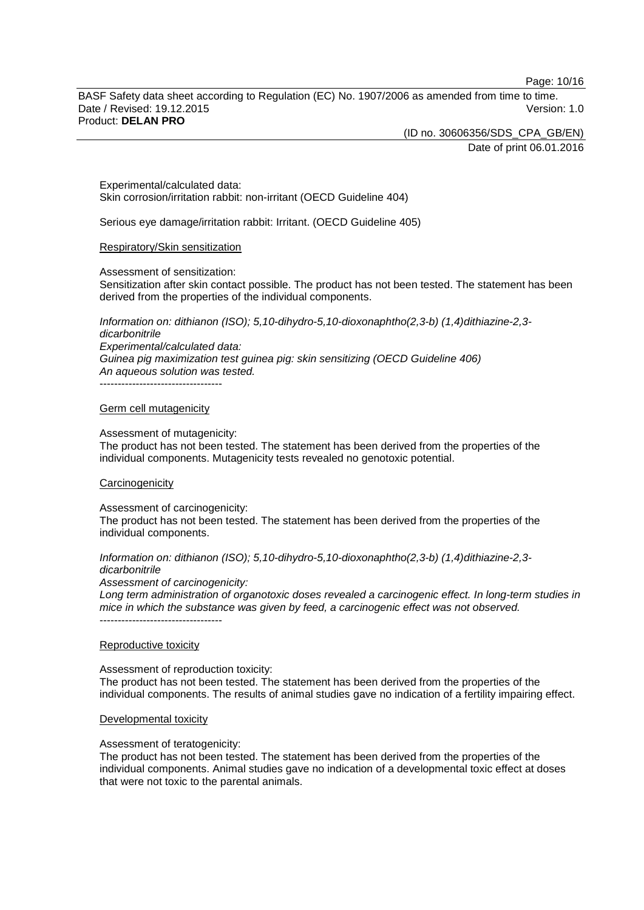Experimental/calculated data:
Skin corrosion/irritation rabbit: non-irritant (OECD Guideline 404)

Serious eye damage/irritation rabbit: Irritant. (OECD Guideline 405)

Respiratory/Skin sensitization

Assessment of sensitization:
Sensitization after skin contact possible. The product has not been tested. The statement has been derived from the properties of the individual components.

*Information on: dithianon (ISO); 5,10-dihydro-5,10-dioxonaphtho(2,3-b) (1,4)dithiazine-2,3-dicarbonitrile*
*Experimental/calculated data:*
*Guinea pig maximization test guinea pig: skin sensitizing (OECD Guideline 406)*
*An aqueous solution was tested.*
----------------------------------

Germ cell mutagenicity

Assessment of mutagenicity:
The product has not been tested. The statement has been derived from the properties of the individual components. Mutagenicity tests revealed no genotoxic potential.

Carcinogenicity

Assessment of carcinogenicity:
The product has not been tested. The statement has been derived from the properties of the individual components.

*Information on: dithianon (ISO); 5,10-dihydro-5,10-dioxonaphtho(2,3-b) (1,4)dithiazine-2,3-dicarbonitrile*
*Assessment of carcinogenicity:*
*Long term administration of organotoxic doses revealed a carcinogenic effect. In long-term studies in mice in which the substance was given by feed, a carcinogenic effect was not observed.*
----------------------------------

Reproductive toxicity

Assessment of reproduction toxicity:
The product has not been tested. The statement has been derived from the properties of the individual components. The results of animal studies gave no indication of a fertility impairing effect.

Developmental toxicity

Assessment of teratogenicity:
The product has not been tested. The statement has been derived from the properties of the individual components. Animal studies gave no indication of a developmental toxic effect at doses that were not toxic to the parental animals.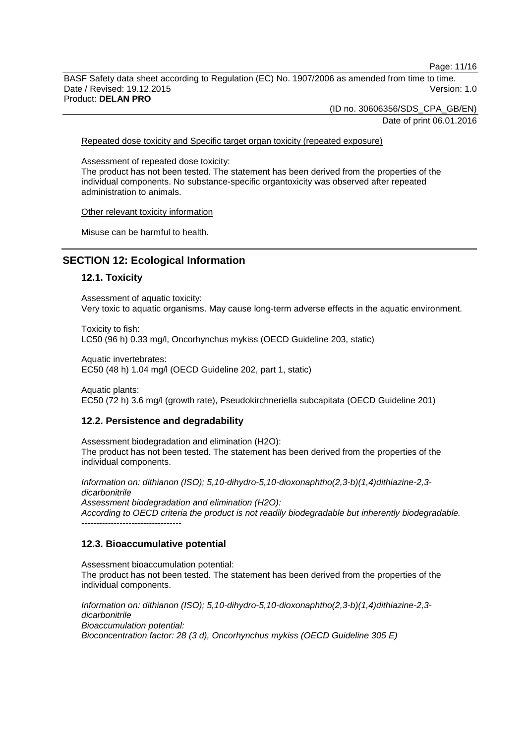Repeated dose toxicity and Specific target organ toxicity (repeated exposure)

Assessment of repeated dose toxicity:
The product has not been tested. The statement has been derived from the properties of the individual components. No substance-specific organtoxicity was observed after repeated administration to animals.

Other relevant toxicity information

Misuse can be harmful to health.

## SECTION 12: Ecological Information

### 12.1. Toxicity

Assessment of aquatic toxicity:
Very toxic to aquatic organisms. May cause long-term adverse effects in the aquatic environment.

Toxicity to fish:
LC50 (96 h) 0.33 mg/l, Oncorhynchus mykiss (OECD Guideline 203, static)

Aquatic invertebrates:
EC50 (48 h) 1.04 mg/l (OECD Guideline 202, part 1, static)

Aquatic plants:
EC50 (72 h) 3.6 mg/l (growth rate), Pseudokirchneriella subcapitata (OECD Guideline 201)

### 12.2. Persistence and degradability

Assessment biodegradation and elimination (H2O):
The product has not been tested. The statement has been derived from the properties of the individual components.

*Information on: dithianon (ISO); 5,10-dihydro-5,10-dioxonaphtho(2,3-b)(1,4)dithiazine-2,3-dicarbonitrile*
*Assessment biodegradation and elimination (H2O):*
*According to OECD criteria the product is not readily biodegradable but inherently biodegradable.*
----------------------------------

### 12.3. Bioaccumulative potential

Assessment bioaccumulation potential:
The product has not been tested. The statement has been derived from the properties of the individual components.

*Information on: dithianon (ISO); 5,10-dihydro-5,10-dioxonaphtho(2,3-b)(1,4)dithiazine-2,3-dicarbonitrile*
*Bioaccumulation potential:*
*Bioconcentration factor: 28 (3 d), Oncorhynchus mykiss (OECD Guideline 305 E)*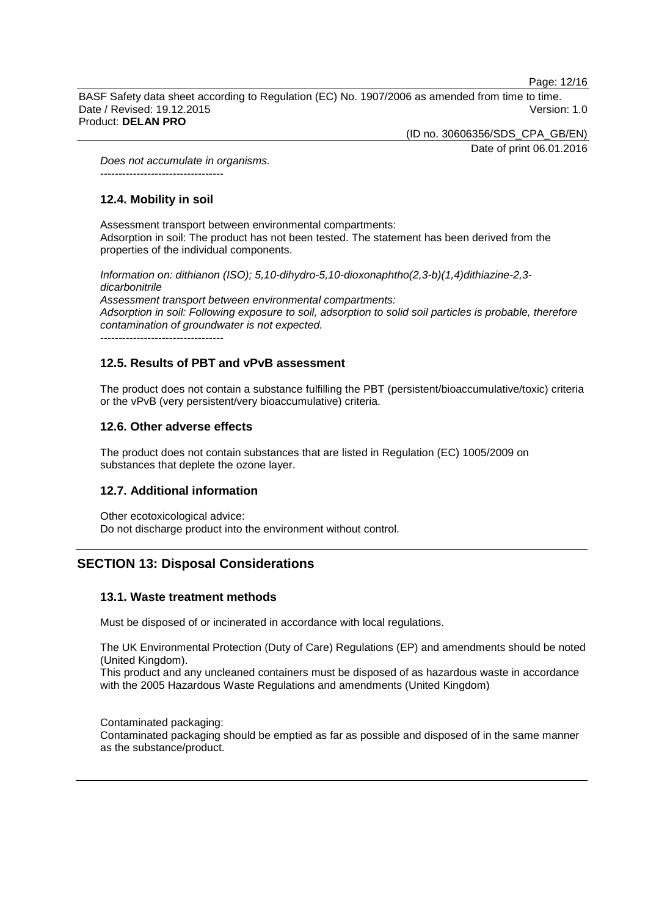*Does not accumulate in organisms.*

----------------------------------

### 12.4. Mobility in soil

Assessment transport between environmental compartments:
Adsorption in soil: The product has not been tested. The statement has been derived from the properties of the individual components.

*Information on: dithianon (ISO); 5,10-dihydro-5,10-dioxonaphtho(2,3-b)(1,4)dithiazine-2,3-dicarbonitrile*
*Assessment transport between environmental compartments:*
*Adsorption in soil: Following exposure to soil, adsorption to solid soil particles is probable, therefore contamination of groundwater is not expected.*

----------------------------------

### 12.5. Results of PBT and vPvB assessment

The product does not contain a substance fulfilling the PBT (persistent/bioaccumulative/toxic) criteria or the vPvB (very persistent/very bioaccumulative) criteria.

### 12.6. Other adverse effects

The product does not contain substances that are listed in Regulation (EC) 1005/2009 on substances that deplete the ozone layer.

### 12.7. Additional information

Other ecotoxicological advice:
Do not discharge product into the environment without control.

## SECTION 13: Disposal Considerations

### 13.1. Waste treatment methods

Must be disposed of or incinerated in accordance with local regulations.

The UK Environmental Protection (Duty of Care) Regulations (EP) and amendments should be noted (United Kingdom).
This product and any uncleaned containers must be disposed of as hazardous waste in accordance with the 2005 Hazardous Waste Regulations and amendments (United Kingdom)

Contaminated packaging:
Contaminated packaging should be emptied as far as possible and disposed of in the same manner as the substance/product.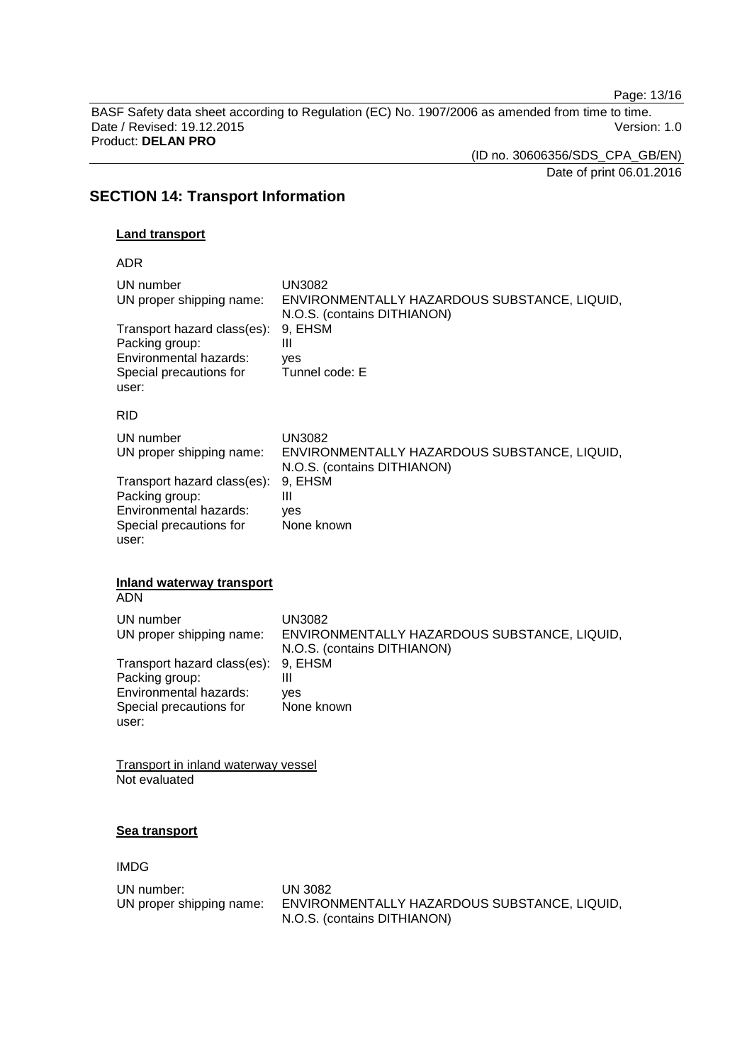## SECTION 14: Transport Information

### Land transport

ADR

| | |
|---|---|
| UN number | UN3082 |
| UN proper shipping name: | ENVIRONMENTALLY HAZARDOUS SUBSTANCE, LIQUID, N.O.S. (contains DITHIANON) |
| Transport hazard class(es): | 9, EHSM |
| Packing group: | III |
| Environmental hazards: | yes |
| Special precautions for user: | Tunnel code: E |

RID

| | |
|---|---|
| UN number | UN3082 |
| UN proper shipping name: | ENVIRONMENTALLY HAZARDOUS SUBSTANCE, LIQUID, N.O.S. (contains DITHIANON) |
| Transport hazard class(es): | 9, EHSM |
| Packing group: | III |
| Environmental hazards: | yes |
| Special precautions for user: | None known |

### Inland waterway transport

ADN

| | |
|---|---|
| UN number | UN3082 |
| UN proper shipping name: | ENVIRONMENTALLY HAZARDOUS SUBSTANCE, LIQUID, N.O.S. (contains DITHIANON) |
| Transport hazard class(es): | 9, EHSM |
| Packing group: | III |
| Environmental hazards: | yes |
| Special precautions for user: | None known |

Transport in inland waterway vessel
Not evaluated

### Sea transport

IMDG

| | |
|---|---|
| UN number: | UN 3082 |
| UN proper shipping name: | ENVIRONMENTALLY HAZARDOUS SUBSTANCE, LIQUID, N.O.S. (contains DITHIANON) |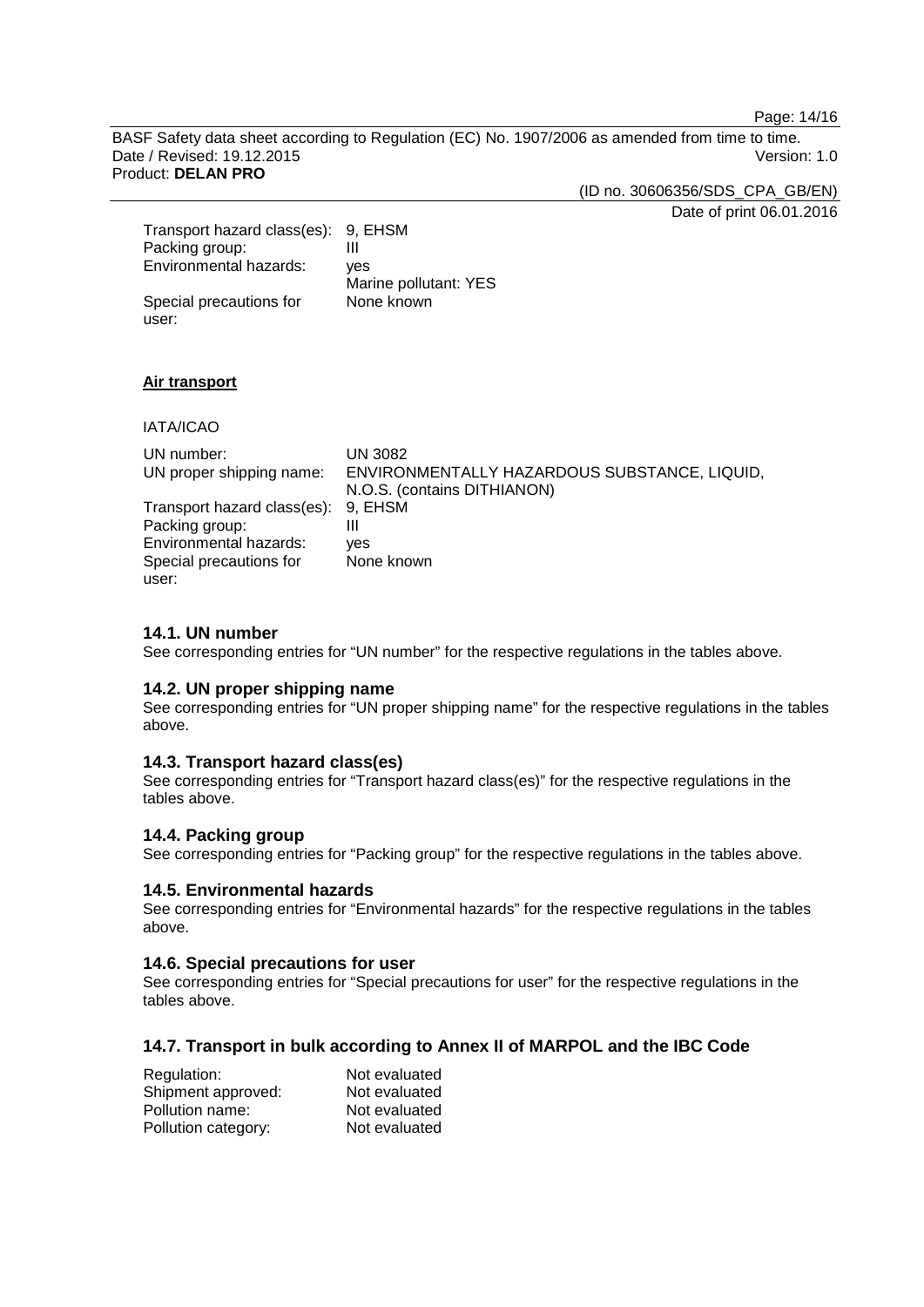| | |
|---|---|
| Transport hazard class(es): | 9, EHSM |
| Packing group: | III |
| Environmental hazards: | yes<br>Marine pollutant: YES |
| Special precautions for user: | None known |

**Air transport**

IATA/ICAO

| | |
|---|---|
| UN number: | UN 3082 |
| UN proper shipping name: | ENVIRONMENTALLY HAZARDOUS SUBSTANCE, LIQUID, N.O.S. (contains DITHIANON) |
| Transport hazard class(es): | 9, EHSM |
| Packing group: | III |
| Environmental hazards: | yes |
| Special precautions for user: | None known |

### 14.1. UN number

See corresponding entries for “UN number” for the respective regulations in the tables above.

### 14.2. UN proper shipping name

See corresponding entries for “UN proper shipping name” for the respective regulations in the tables above.

### 14.3. Transport hazard class(es)

See corresponding entries for “Transport hazard class(es)” for the respective regulations in the tables above.

### 14.4. Packing group

See corresponding entries for “Packing group” for the respective regulations in the tables above.

### 14.5. Environmental hazards

See corresponding entries for “Environmental hazards” for the respective regulations in the tables above.

### 14.6. Special precautions for user

See corresponding entries for “Special precautions for user” for the respective regulations in the tables above.

### 14.7. Transport in bulk according to Annex II of MARPOL and the IBC Code

| | |
|---|---|
| Regulation: | Not evaluated |
| Shipment approved: | Not evaluated |
| Pollution name: | Not evaluated |
| Pollution category: | Not evaluated |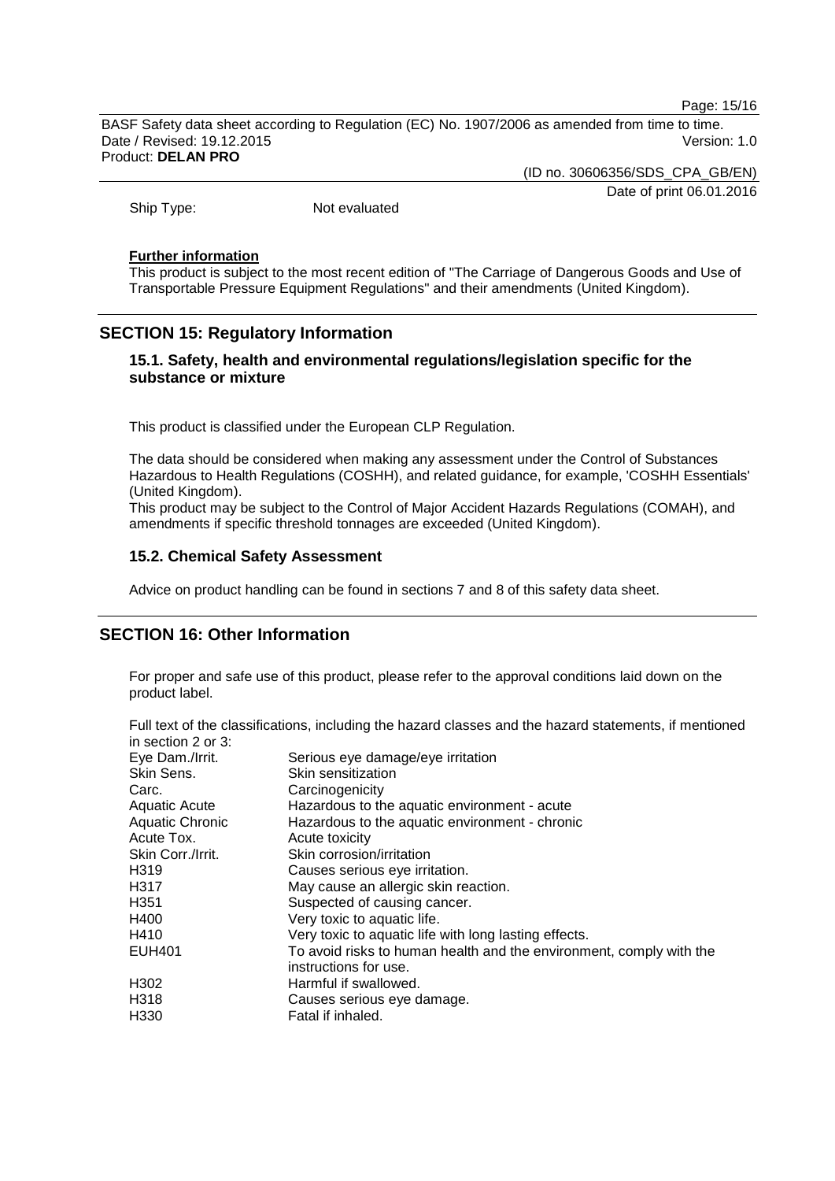Ship Type: Not evaluated

**Further information**

This product is subject to the most recent edition of "The Carriage of Dangerous Goods and Use of Transportable Pressure Equipment Regulations" and their amendments (United Kingdom).

## SECTION 15: Regulatory Information

### 15.1. Safety, health and environmental regulations/legislation specific for the substance or mixture

This product is classified under the European CLP Regulation.

The data should be considered when making any assessment under the Control of Substances Hazardous to Health Regulations (COSHH), and related guidance, for example, 'COSHH Essentials' (United Kingdom).

This product may be subject to the Control of Major Accident Hazards Regulations (COMAH), and amendments if specific threshold tonnages are exceeded (United Kingdom).

### 15.2. Chemical Safety Assessment

Advice on product handling can be found in sections 7 and 8 of this safety data sheet.

## SECTION 16: Other Information

For proper and safe use of this product, please refer to the approval conditions laid down on the product label.

Full text of the classifications, including the hazard classes and the hazard statements, if mentioned in section 2 or 3:

| | |
|---|---|
| Eye Dam./Irrit. | Serious eye damage/eye irritation |
| Skin Sens. | Skin sensitization |
| Carc. | Carcinogenicity |
| Aquatic Acute | Hazardous to the aquatic environment - acute |
| Aquatic Chronic | Hazardous to the aquatic environment - chronic |
| Acute Tox. | Acute toxicity |
| Skin Corr./Irrit. | Skin corrosion/irritation |
| H319 | Causes serious eye irritation. |
| H317 | May cause an allergic skin reaction. |
| H351 | Suspected of causing cancer. |
| H400 | Very toxic to aquatic life. |
| H410 | Very toxic to aquatic life with long lasting effects. |
| EUH401 | To avoid risks to human health and the environment, comply with the instructions for use. |
| H302 | Harmful if swallowed. |
| H318 | Causes serious eye damage. |
| H330 | Fatal if inhaled. |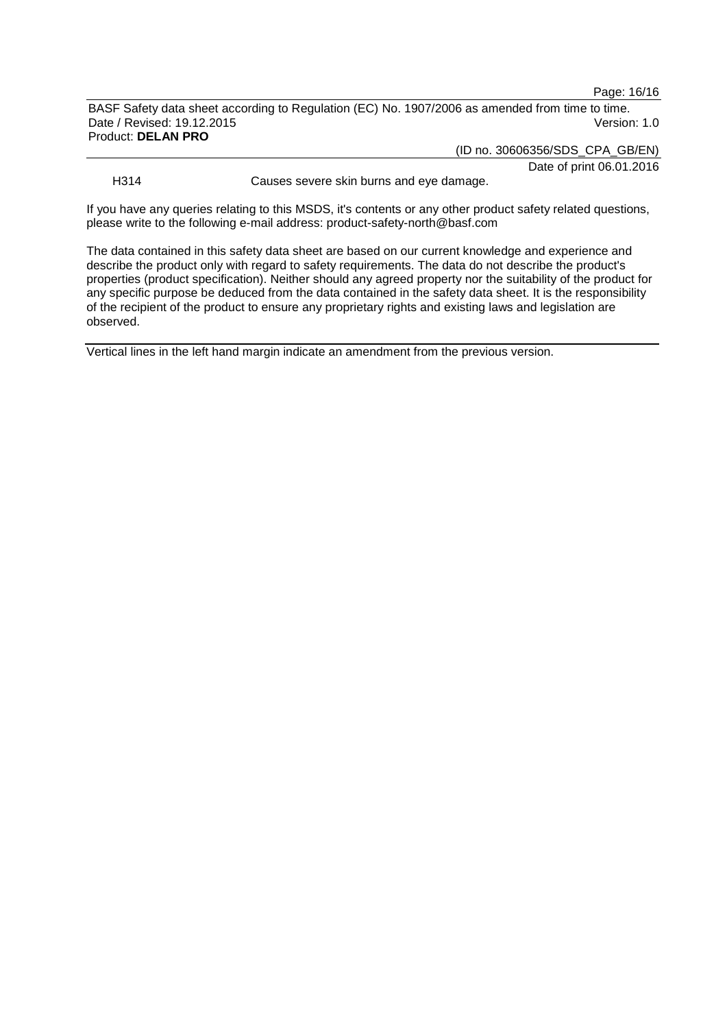| | |
|---|---|
| H314 | Causes severe skin burns and eye damage. |

If you have any queries relating to this MSDS, it's contents or any other product safety related questions, please write to the following e-mail address: product-safety-north@basf.com

The data contained in this safety data sheet are based on our current knowledge and experience and describe the product only with regard to safety requirements. The data do not describe the product's properties (product specification). Neither should any agreed property nor the suitability of the product for any specific purpose be deduced from the data contained in the safety data sheet. It is the responsibility of the recipient of the product to ensure any proprietary rights and existing laws and legislation are observed.

---

Vertical lines in the left hand margin indicate an amendment from the previous version.